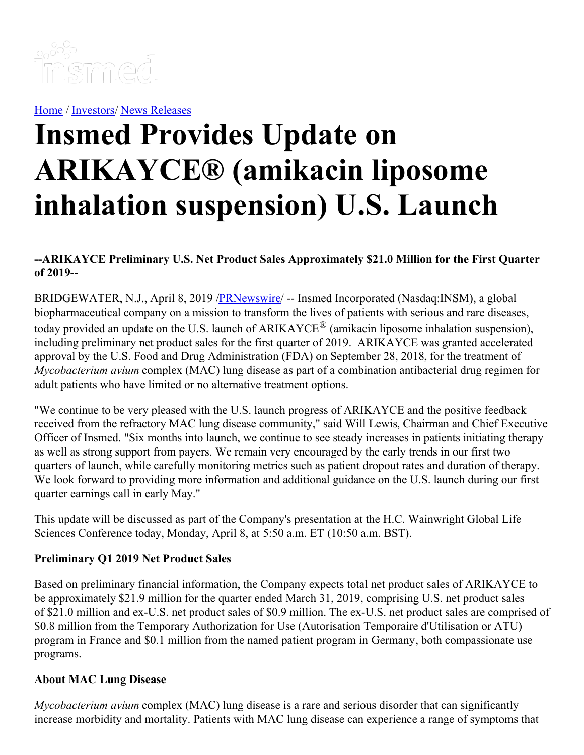[Home](#) / [Investors](#)/ [News Releases](#)

# Insmed Provides Update on ARIKAYCE® (amikacin liposome inhalation suspension) U.S. Launch

**--ARIKAYCE Preliminary U.S. Net Product Sales Approximately $21.0 Million for the First Quarter of 2019--**

BRIDGEWATER, N.J., April 8, 2019 /[PRNewswire](#)/ -- Insmed Incorporated (Nasdaq:INSM), a global biopharmaceutical company on a mission to transform the lives of patients with serious and rare diseases, today provided an update on the U.S. launch of ARIKAYCE® (amikacin liposome inhalation suspension), including preliminary net product sales for the first quarter of 2019. ARIKAYCE was granted accelerated approval by the U.S. Food and Drug Administration (FDA) on September 28, 2018, for the treatment of *Mycobacterium avium* complex (MAC) lung disease as part of a combination antibacterial drug regimen for adult patients who have limited or no alternative treatment options.

"We continue to be very pleased with the U.S. launch progress of ARIKAYCE and the positive feedback received from the refractory MAC lung disease community," said Will Lewis, Chairman and Chief Executive Officer of Insmed. "Six months into launch, we continue to see steady increases in patients initiating therapy as well as strong support from payers. We remain very encouraged by the early trends in our first two quarters of launch, while carefully monitoring metrics such as patient dropout rates and duration of therapy. We look forward to providing more information and additional guidance on the U.S. launch during our first quarter earnings call in early May."

This update will be discussed as part of the Company's presentation at the H.C. Wainwright Global Life Sciences Conference today, Monday, April 8, at 5:50 a.m. ET (10:50 a.m. BST).

### Preliminary Q1 2019 Net Product Sales

Based on preliminary financial information, the Company expects total net product sales of ARIKAYCE to be approximately $21.9 million for the quarter ended March 31, 2019, comprising U.S. net product sales of $21.0 million and ex-U.S. net product sales of $0.9 million. The ex-U.S. net product sales are comprised of $0.8 million from the Temporary Authorization for Use (Autorisation Temporaire d'Utilisation or ATU) program in France and $0.1 million from the named patient program in Germany, both compassionate use programs.

### About MAC Lung Disease

*Mycobacterium avium* complex (MAC) lung disease is a rare and serious disorder that can significantly increase morbidity and mortality. Patients with MAC lung disease can experience a range of symptoms that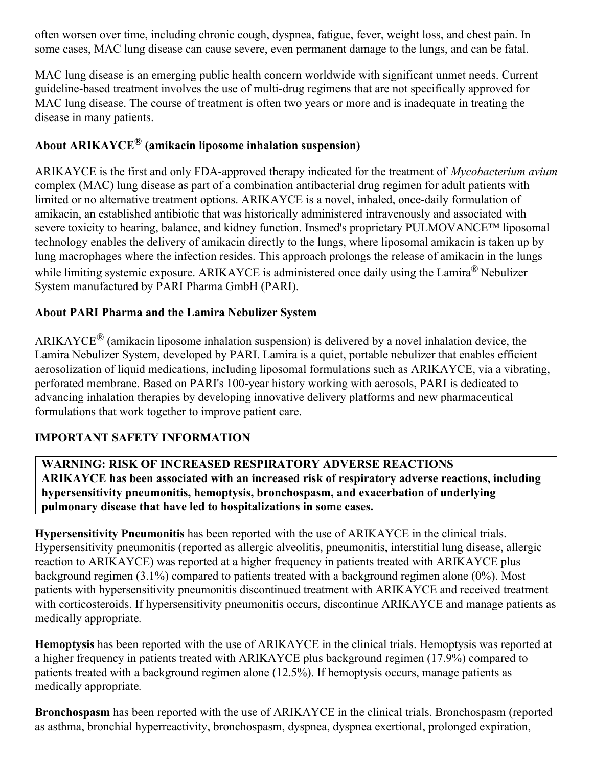often worsen over time, including chronic cough, dyspnea, fatigue, fever, weight loss, and chest pain. In some cases, MAC lung disease can cause severe, even permanent damage to the lungs, and can be fatal.

MAC lung disease is an emerging public health concern worldwide with significant unmet needs. Current guideline-based treatment involves the use of multi-drug regimens that are not specifically approved for MAC lung disease. The course of treatment is often two years or more and is inadequate in treating the disease in many patients.

### About ARIKAYCE® (amikacin liposome inhalation suspension)

ARIKAYCE is the first and only FDA-approved therapy indicated for the treatment of *Mycobacterium avium* complex (MAC) lung disease as part of a combination antibacterial drug regimen for adult patients with limited or no alternative treatment options. ARIKAYCE is a novel, inhaled, once-daily formulation of amikacin, an established antibiotic that was historically administered intravenously and associated with severe toxicity to hearing, balance, and kidney function. Insmed's proprietary PULMOVANCE™ liposomal technology enables the delivery of amikacin directly to the lungs, where liposomal amikacin is taken up by lung macrophages where the infection resides. This approach prolongs the release of amikacin in the lungs while limiting systemic exposure. ARIKAYCE is administered once daily using the Lamira® Nebulizer System manufactured by PARI Pharma GmbH (PARI).

### About PARI Pharma and the Lamira Nebulizer System

ARIKAYCE® (amikacin liposome inhalation suspension) is delivered by a novel inhalation device, the Lamira Nebulizer System, developed by PARI. Lamira is a quiet, portable nebulizer that enables efficient aerosolization of liquid medications, including liposomal formulations such as ARIKAYCE, via a vibrating, perforated membrane. Based on PARI's 100-year history working with aerosols, PARI is dedicated to advancing inhalation therapies by developing innovative delivery platforms and new pharmaceutical formulations that work together to improve patient care.

### IMPORTANT SAFETY INFORMATION

**WARNING: RISK OF INCREASED RESPIRATORY ADVERSE REACTIONS**
**ARIKAYCE has been associated with an increased risk of respiratory adverse reactions, including hypersensitivity pneumonitis, hemoptysis, bronchospasm, and exacerbation of underlying pulmonary disease that have led to hospitalizations in some cases.**

**Hypersensitivity Pneumonitis** has been reported with the use of ARIKAYCE in the clinical trials. Hypersensitivity pneumonitis (reported as allergic alveolitis, pneumonitis, interstitial lung disease, allergic reaction to ARIKAYCE) was reported at a higher frequency in patients treated with ARIKAYCE plus background regimen (3.1%) compared to patients treated with a background regimen alone (0%). Most patients with hypersensitivity pneumonitis discontinued treatment with ARIKAYCE and received treatment with corticosteroids. If hypersensitivity pneumonitis occurs, discontinue ARIKAYCE and manage patients as medically appropriate.

**Hemoptysis** has been reported with the use of ARIKAYCE in the clinical trials. Hemoptysis was reported at a higher frequency in patients treated with ARIKAYCE plus background regimen (17.9%) compared to patients treated with a background regimen alone (12.5%). If hemoptysis occurs, manage patients as medically appropriate.

**Bronchospasm** has been reported with the use of ARIKAYCE in the clinical trials. Bronchospasm (reported as asthma, bronchial hyperreactivity, bronchospasm, dyspnea, dyspnea exertional, prolonged expiration,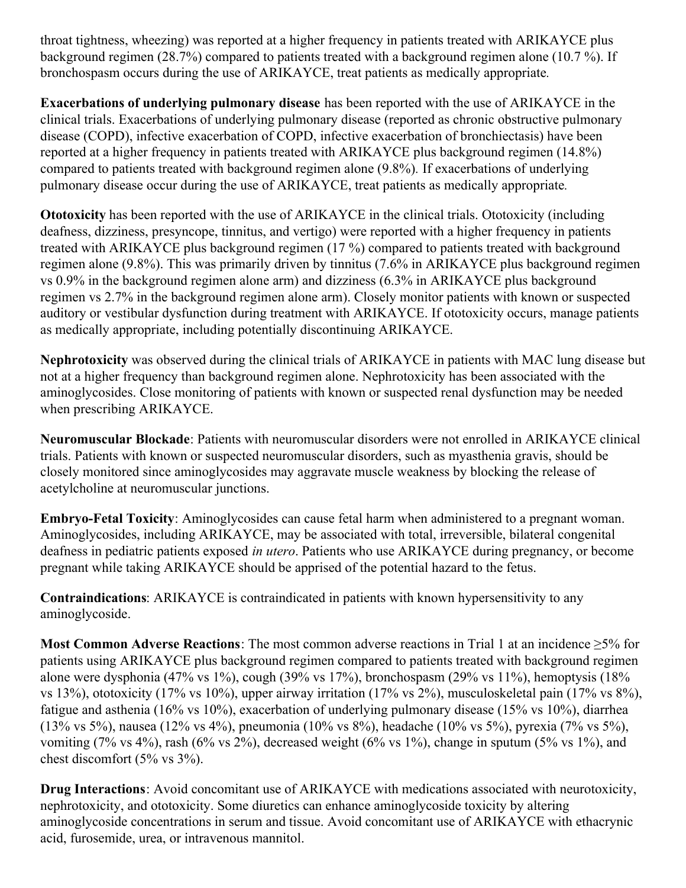throat tightness, wheezing) was reported at a higher frequency in patients treated with ARIKAYCE plus background regimen (28.7%) compared to patients treated with a background regimen alone (10.7 %). If bronchospasm occurs during the use of ARIKAYCE, treat patients as medically appropriate.

**Exacerbations of underlying pulmonary disease** has been reported with the use of ARIKAYCE in the clinical trials. Exacerbations of underlying pulmonary disease (reported as chronic obstructive pulmonary disease (COPD), infective exacerbation of COPD, infective exacerbation of bronchiectasis) have been reported at a higher frequency in patients treated with ARIKAYCE plus background regimen (14.8%) compared to patients treated with background regimen alone (9.8%). If exacerbations of underlying pulmonary disease occur during the use of ARIKAYCE, treat patients as medically appropriate.

**Ototoxicity** has been reported with the use of ARIKAYCE in the clinical trials. Ototoxicity (including deafness, dizziness, presyncope, tinnitus, and vertigo) were reported with a higher frequency in patients treated with ARIKAYCE plus background regimen (17 %) compared to patients treated with background regimen alone (9.8%). This was primarily driven by tinnitus (7.6% in ARIKAYCE plus background regimen vs 0.9% in the background regimen alone arm) and dizziness (6.3% in ARIKAYCE plus background regimen vs 2.7% in the background regimen alone arm). Closely monitor patients with known or suspected auditory or vestibular dysfunction during treatment with ARIKAYCE. If ototoxicity occurs, manage patients as medically appropriate, including potentially discontinuing ARIKAYCE.

**Nephrotoxicity** was observed during the clinical trials of ARIKAYCE in patients with MAC lung disease but not at a higher frequency than background regimen alone. Nephrotoxicity has been associated with the aminoglycosides. Close monitoring of patients with known or suspected renal dysfunction may be needed when prescribing ARIKAYCE.

**Neuromuscular Blockade**: Patients with neuromuscular disorders were not enrolled in ARIKAYCE clinical trials. Patients with known or suspected neuromuscular disorders, such as myasthenia gravis, should be closely monitored since aminoglycosides may aggravate muscle weakness by blocking the release of acetylcholine at neuromuscular junctions.

**Embryo-Fetal Toxicity**: Aminoglycosides can cause fetal harm when administered to a pregnant woman. Aminoglycosides, including ARIKAYCE, may be associated with total, irreversible, bilateral congenital deafness in pediatric patients exposed *in utero*. Patients who use ARIKAYCE during pregnancy, or become pregnant while taking ARIKAYCE should be apprised of the potential hazard to the fetus.

**Contraindications**: ARIKAYCE is contraindicated in patients with known hypersensitivity to any aminoglycoside.

**Most Common Adverse Reactions**: The most common adverse reactions in Trial 1 at an incidence ≥5% for patients using ARIKAYCE plus background regimen compared to patients treated with background regimen alone were dysphonia (47% vs 1%), cough (39% vs 17%), bronchospasm (29% vs 11%), hemoptysis (18% vs 13%), ototoxicity (17% vs 10%), upper airway irritation (17% vs 2%), musculoskeletal pain (17% vs 8%), fatigue and asthenia (16% vs 10%), exacerbation of underlying pulmonary disease (15% vs 10%), diarrhea (13% vs 5%), nausea (12% vs 4%), pneumonia (10% vs 8%), headache (10% vs 5%), pyrexia (7% vs 5%), vomiting (7% vs 4%), rash (6% vs 2%), decreased weight (6% vs 1%), change in sputum (5% vs 1%), and chest discomfort (5% vs 3%).

**Drug Interactions**: Avoid concomitant use of ARIKAYCE with medications associated with neurotoxicity, nephrotoxicity, and ototoxicity. Some diuretics can enhance aminoglycoside toxicity by altering aminoglycoside concentrations in serum and tissue. Avoid concomitant use of ARIKAYCE with ethacrynic acid, furosemide, urea, or intravenous mannitol.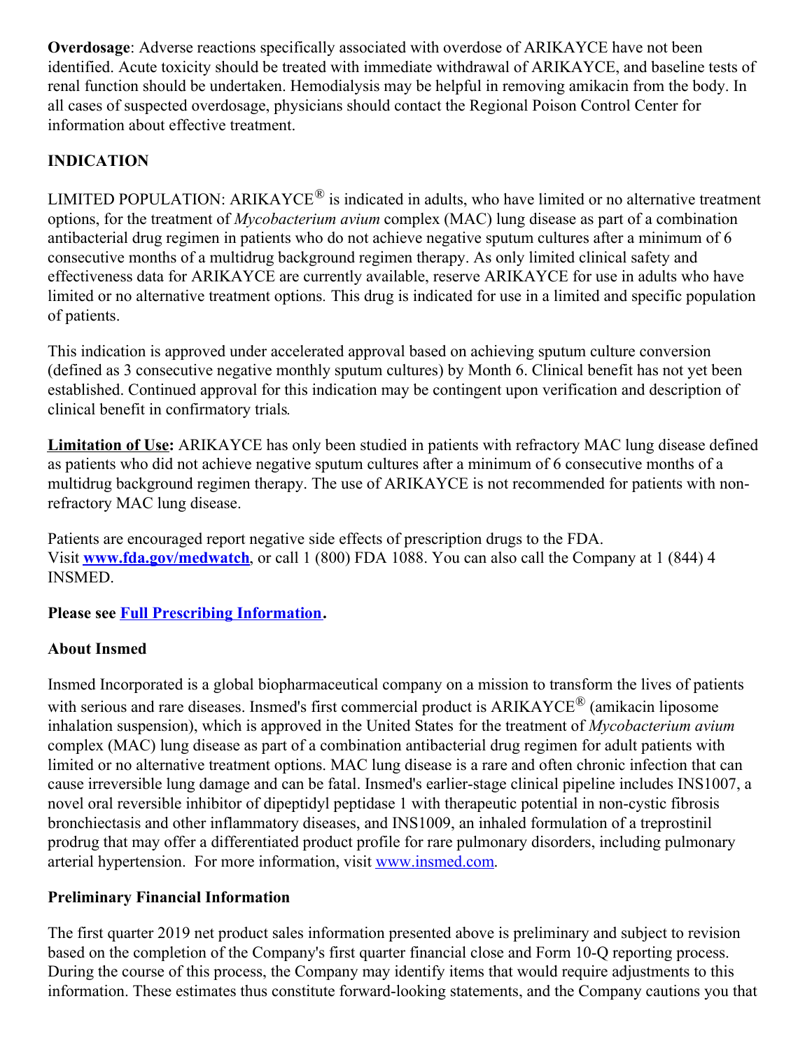**Overdosage**: Adverse reactions specifically associated with overdose of ARIKAYCE have not been identified. Acute toxicity should be treated with immediate withdrawal of ARIKAYCE, and baseline tests of renal function should be undertaken. Hemodialysis may be helpful in removing amikacin from the body. In all cases of suspected overdosage, physicians should contact the Regional Poison Control Center for information about effective treatment.

**INDICATION**

LIMITED POPULATION: ARIKAYCE® is indicated in adults, who have limited or no alternative treatment options, for the treatment of *Mycobacterium avium* complex (MAC) lung disease as part of a combination antibacterial drug regimen in patients who do not achieve negative sputum cultures after a minimum of 6 consecutive months of a multidrug background regimen therapy. As only limited clinical safety and effectiveness data for ARIKAYCE are currently available, reserve ARIKAYCE for use in adults who have limited or no alternative treatment options. This drug is indicated for use in a limited and specific population of patients.

This indication is approved under accelerated approval based on achieving sputum culture conversion (defined as 3 consecutive negative monthly sputum cultures) by Month 6. Clinical benefit has not yet been established. Continued approval for this indication may be contingent upon verification and description of clinical benefit in confirmatory trials.

**Limitation of Use:** ARIKAYCE has only been studied in patients with refractory MAC lung disease defined as patients who did not achieve negative sputum cultures after a minimum of 6 consecutive months of a multidrug background regimen therapy. The use of ARIKAYCE is not recommended for patients with non-refractory MAC lung disease.

Patients are encouraged report negative side effects of prescription drugs to the FDA.
Visit **www.fda.gov/medwatch**, or call 1 (800) FDA 1088. You can also call the Company at 1 (844) 4 INSMED.

**Please see Full Prescribing Information.**

**About Insmed**

Insmed Incorporated is a global biopharmaceutical company on a mission to transform the lives of patients with serious and rare diseases. Insmed's first commercial product is ARIKAYCE® (amikacin liposome inhalation suspension), which is approved in the United States for the treatment of *Mycobacterium avium* complex (MAC) lung disease as part of a combination antibacterial drug regimen for adult patients with limited or no alternative treatment options. MAC lung disease is a rare and often chronic infection that can cause irreversible lung damage and can be fatal. Insmed's earlier-stage clinical pipeline includes INS1007, a novel oral reversible inhibitor of dipeptidyl peptidase 1 with therapeutic potential in non-cystic fibrosis bronchiectasis and other inflammatory diseases, and INS1009, an inhaled formulation of a treprostinil prodrug that may offer a differentiated product profile for rare pulmonary disorders, including pulmonary arterial hypertension. For more information, visit www.insmed.com.

**Preliminary Financial Information**

The first quarter 2019 net product sales information presented above is preliminary and subject to revision based on the completion of the Company's first quarter financial close and Form 10-Q reporting process. During the course of this process, the Company may identify items that would require adjustments to this information. These estimates thus constitute forward-looking statements, and the Company cautions you that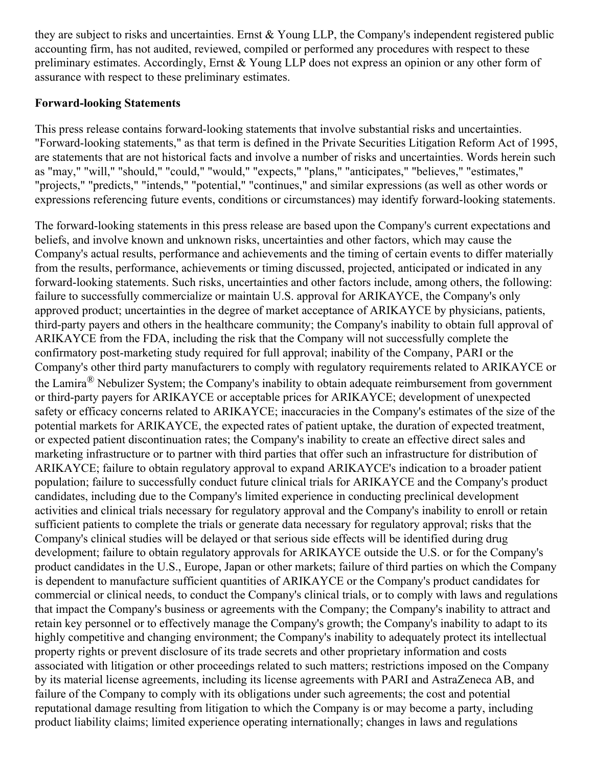they are subject to risks and uncertainties. Ernst & Young LLP, the Company's independent registered public accounting firm, has not audited, reviewed, compiled or performed any procedures with respect to these preliminary estimates. Accordingly, Ernst & Young LLP does not express an opinion or any other form of assurance with respect to these preliminary estimates.

**Forward-looking Statements**

This press release contains forward-looking statements that involve substantial risks and uncertainties. "Forward-looking statements," as that term is defined in the Private Securities Litigation Reform Act of 1995, are statements that are not historical facts and involve a number of risks and uncertainties. Words herein such as "may," "will," "should," "could," "would," "expects," "plans," "anticipates," "believes," "estimates," "projects," "predicts," "intends," "potential," "continues," and similar expressions (as well as other words or expressions referencing future events, conditions or circumstances) may identify forward-looking statements.

The forward-looking statements in this press release are based upon the Company's current expectations and beliefs, and involve known and unknown risks, uncertainties and other factors, which may cause the Company's actual results, performance and achievements and the timing of certain events to differ materially from the results, performance, achievements or timing discussed, projected, anticipated or indicated in any forward-looking statements. Such risks, uncertainties and other factors include, among others, the following: failure to successfully commercialize or maintain U.S. approval for ARIKAYCE, the Company's only approved product; uncertainties in the degree of market acceptance of ARIKAYCE by physicians, patients, third-party payers and others in the healthcare community; the Company's inability to obtain full approval of ARIKAYCE from the FDA, including the risk that the Company will not successfully complete the confirmatory post-marketing study required for full approval; inability of the Company, PARI or the Company's other third party manufacturers to comply with regulatory requirements related to ARIKAYCE or the Lamira® Nebulizer System; the Company's inability to obtain adequate reimbursement from government or third-party payers for ARIKAYCE or acceptable prices for ARIKAYCE; development of unexpected safety or efficacy concerns related to ARIKAYCE; inaccuracies in the Company's estimates of the size of the potential markets for ARIKAYCE, the expected rates of patient uptake, the duration of expected treatment, or expected patient discontinuation rates; the Company's inability to create an effective direct sales and marketing infrastructure or to partner with third parties that offer such an infrastructure for distribution of ARIKAYCE; failure to obtain regulatory approval to expand ARIKAYCE's indication to a broader patient population; failure to successfully conduct future clinical trials for ARIKAYCE and the Company's product candidates, including due to the Company's limited experience in conducting preclinical development activities and clinical trials necessary for regulatory approval and the Company's inability to enroll or retain sufficient patients to complete the trials or generate data necessary for regulatory approval; risks that the Company's clinical studies will be delayed or that serious side effects will be identified during drug development; failure to obtain regulatory approvals for ARIKAYCE outside the U.S. or for the Company's product candidates in the U.S., Europe, Japan or other markets; failure of third parties on which the Company is dependent to manufacture sufficient quantities of ARIKAYCE or the Company's product candidates for commercial or clinical needs, to conduct the Company's clinical trials, or to comply with laws and regulations that impact the Company's business or agreements with the Company; the Company's inability to attract and retain key personnel or to effectively manage the Company's growth; the Company's inability to adapt to its highly competitive and changing environment; the Company's inability to adequately protect its intellectual property rights or prevent disclosure of its trade secrets and other proprietary information and costs associated with litigation or other proceedings related to such matters; restrictions imposed on the Company by its material license agreements, including its license agreements with PARI and AstraZeneca AB, and failure of the Company to comply with its obligations under such agreements; the cost and potential reputational damage resulting from litigation to which the Company is or may become a party, including product liability claims; limited experience operating internationally; changes in laws and regulations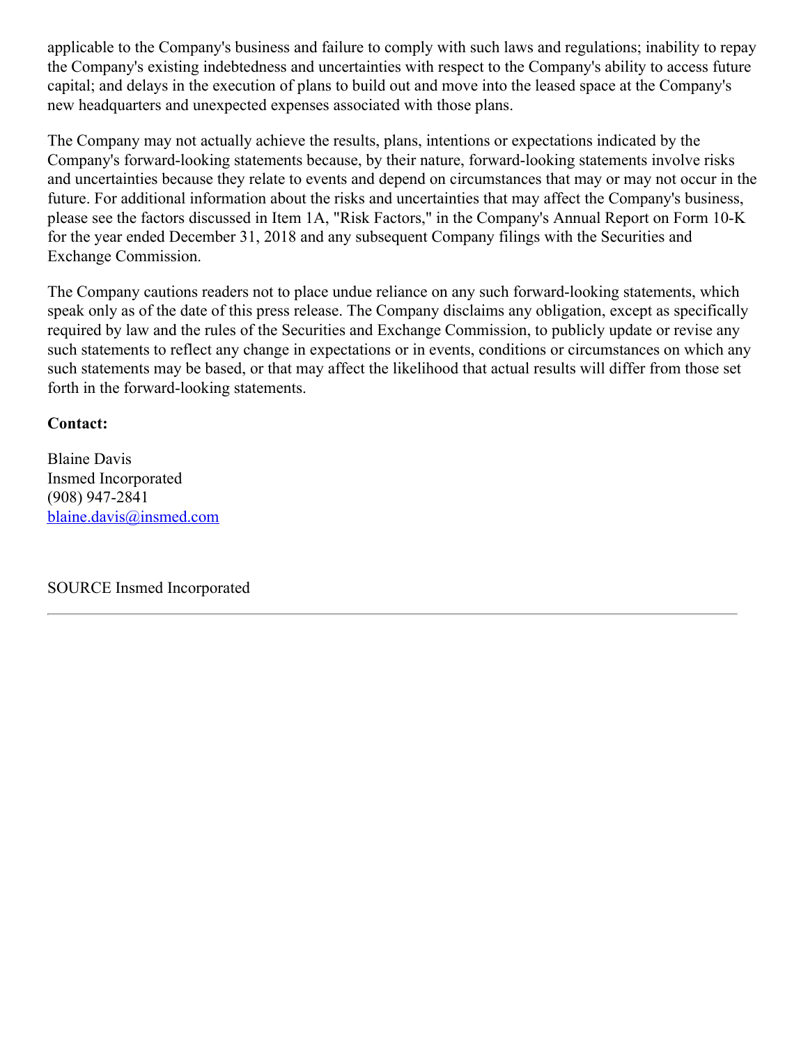applicable to the Company's business and failure to comply with such laws and regulations; inability to repay the Company's existing indebtedness and uncertainties with respect to the Company's ability to access future capital; and delays in the execution of plans to build out and move into the leased space at the Company's new headquarters and unexpected expenses associated with those plans.

The Company may not actually achieve the results, plans, intentions or expectations indicated by the Company's forward-looking statements because, by their nature, forward-looking statements involve risks and uncertainties because they relate to events and depend on circumstances that may or may not occur in the future. For additional information about the risks and uncertainties that may affect the Company's business, please see the factors discussed in Item 1A, "Risk Factors," in the Company's Annual Report on Form 10-K for the year ended December 31, 2018 and any subsequent Company filings with the Securities and Exchange Commission.

The Company cautions readers not to place undue reliance on any such forward-looking statements, which speak only as of the date of this press release. The Company disclaims any obligation, except as specifically required by law and the rules of the Securities and Exchange Commission, to publicly update or revise any such statements to reflect any change in expectations or in events, conditions or circumstances on which any such statements may be based, or that may affect the likelihood that actual results will differ from those set forth in the forward-looking statements.

**Contact:**

Blaine Davis
Insmed Incorporated
(908) 947-2841
blaine.davis@insmed.com

SOURCE Insmed Incorporated